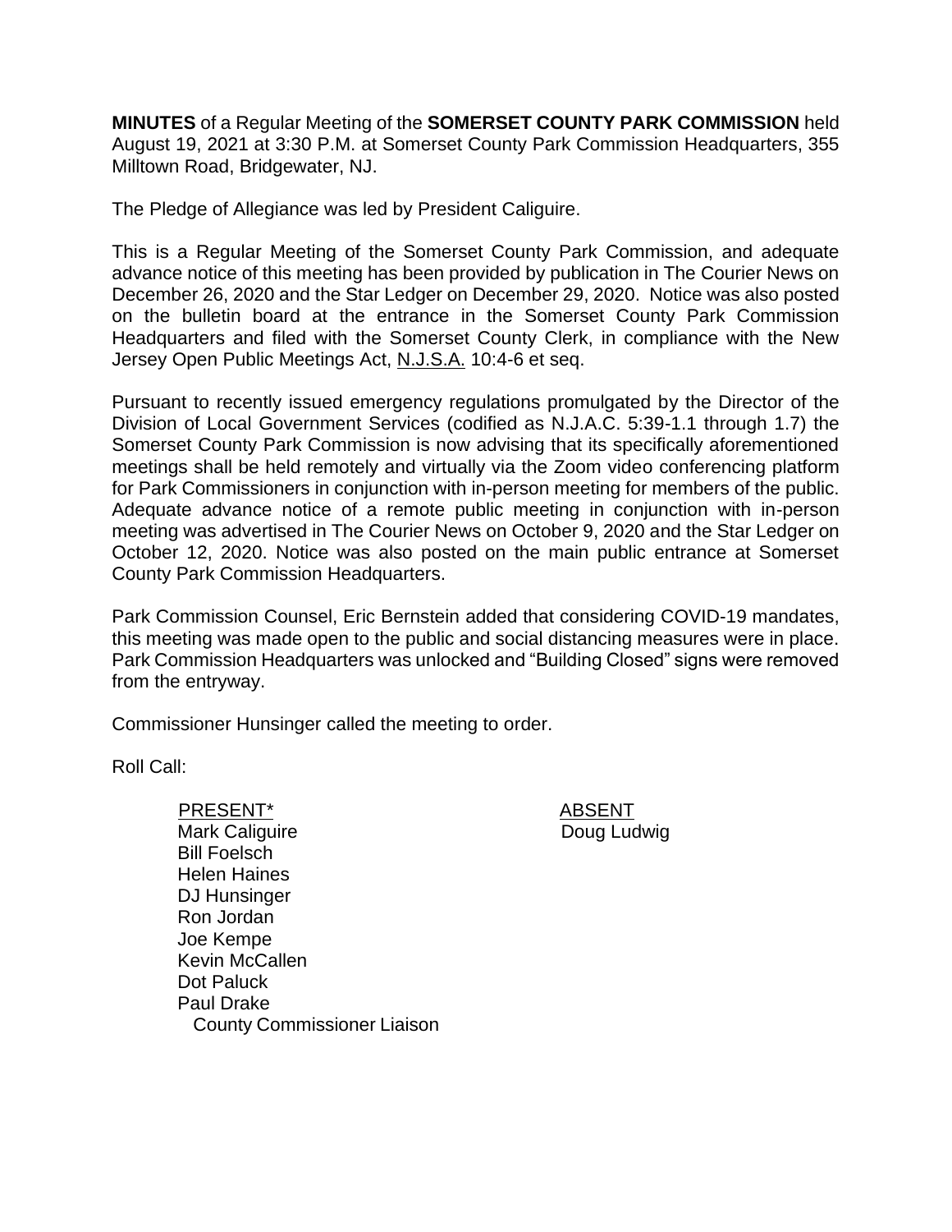**MINUTES** of a Regular Meeting of the **SOMERSET COUNTY PARK COMMISSION** held August 19, 2021 at 3:30 P.M. at Somerset County Park Commission Headquarters, 355 Milltown Road, Bridgewater, NJ.

The Pledge of Allegiance was led by President Caliguire.

This is a Regular Meeting of the Somerset County Park Commission, and adequate advance notice of this meeting has been provided by publication in The Courier News on December 26, 2020 and the Star Ledger on December 29, 2020. Notice was also posted on the bulletin board at the entrance in the Somerset County Park Commission Headquarters and filed with the Somerset County Clerk, in compliance with the New Jersey Open Public Meetings Act, N.J.S.A. 10:4-6 et seq.

Pursuant to recently issued emergency regulations promulgated by the Director of the Division of Local Government Services (codified as N.J.A.C. 5:39-1.1 through 1.7) the Somerset County Park Commission is now advising that its specifically aforementioned meetings shall be held remotely and virtually via the Zoom video conferencing platform for Park Commissioners in conjunction with in-person meeting for members of the public. Adequate advance notice of a remote public meeting in conjunction with in-person meeting was advertised in The Courier News on October 9, 2020 and the Star Ledger on October 12, 2020. Notice was also posted on the main public entrance at Somerset County Park Commission Headquarters.

Park Commission Counsel, Eric Bernstein added that considering COVID-19 mandates, this meeting was made open to the public and social distancing measures were in place. Park Commission Headquarters was unlocked and "Building Closed" signs were removed from the entryway.

Commissioner Hunsinger called the meeting to order.

Roll Call:

| PRESENT* | ABSENT |
|---|---|
| Mark Caliguire | Doug Ludwig |
| Bill Foelsch | |
| Helen Haines | |
| DJ Hunsinger | |
| Ron Jordan | |
| Joe Kempe | |
| Kevin McCallen | |
| Dot Paluck | |
| Paul Drake<br>County Commissioner Liaison | |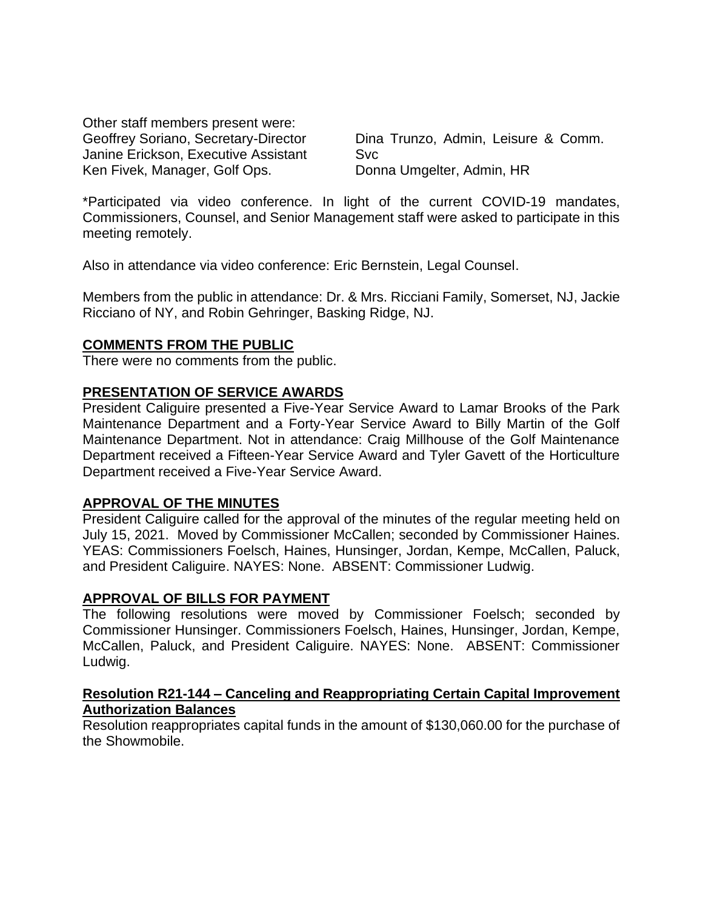Other staff members present were:

Geoffrey Soriano, Secretary-Director
Janine Erickson, Executive Assistant
Ken Fivek, Manager, Golf Ops.
Dina Trunzo, Admin, Leisure & Comm. Svc
Donna Umgelter, Admin, HR

*Participated via video conference. In light of the current COVID-19 mandates, Commissioners, Counsel, and Senior Management staff were asked to participate in this meeting remotely.

Also in attendance via video conference: Eric Bernstein, Legal Counsel.

Members from the public in attendance: Dr. & Mrs. Ricciani Family, Somerset, NJ, Jackie Ricciano of NY, and Robin Gehringer, Basking Ridge, NJ.

**COMMENTS FROM THE PUBLIC**

There were no comments from the public.

**PRESENTATION OF SERVICE AWARDS**

President Caliguire presented a Five-Year Service Award to Lamar Brooks of the Park Maintenance Department and a Forty-Year Service Award to Billy Martin of the Golf Maintenance Department. Not in attendance: Craig Millhouse of the Golf Maintenance Department received a Fifteen-Year Service Award and Tyler Gavett of the Horticulture Department received a Five-Year Service Award.

**APPROVAL OF THE MINUTES**

President Caliguire called for the approval of the minutes of the regular meeting held on July 15, 2021. Moved by Commissioner McCallen; seconded by Commissioner Haines. YEAS: Commissioners Foelsch, Haines, Hunsinger, Jordan, Kempe, McCallen, Paluck, and President Caliguire. NAYES: None. ABSENT: Commissioner Ludwig.

**APPROVAL OF BILLS FOR PAYMENT**

The following resolutions were moved by Commissioner Foelsch; seconded by Commissioner Hunsinger. Commissioners Foelsch, Haines, Hunsinger, Jordan, Kempe, McCallen, Paluck, and President Caliguire. NAYES: None. ABSENT: Commissioner Ludwig.

**Resolution R21-144 – Canceling and Reappropriating Certain Capital Improvement Authorization Balances**

Resolution reappropriates capital funds in the amount of $130,060.00 for the purchase of the Showmobile.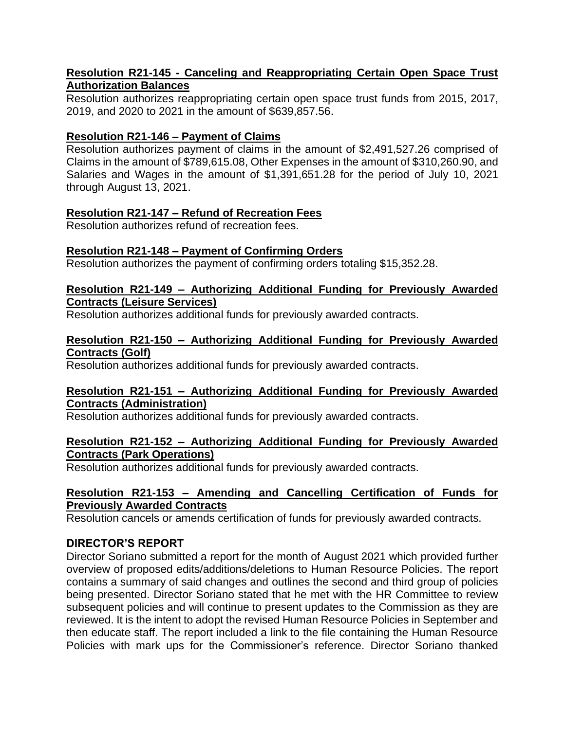**Resolution R21-145 - Canceling and Reappropriating Certain Open Space Trust Authorization Balances**

Resolution authorizes reappropriating certain open space trust funds from 2015, 2017, 2019, and 2020 to 2021 in the amount of $639,857.56.

**Resolution R21-146 – Payment of Claims**

Resolution authorizes payment of claims in the amount of $2,491,527.26 comprised of Claims in the amount of $789,615.08, Other Expenses in the amount of $310,260.90, and Salaries and Wages in the amount of $1,391,651.28 for the period of July 10, 2021 through August 13, 2021.

**Resolution R21-147 – Refund of Recreation Fees**

Resolution authorizes refund of recreation fees.

**Resolution R21-148 – Payment of Confirming Orders**

Resolution authorizes the payment of confirming orders totaling $15,352.28.

**Resolution R21-149 – Authorizing Additional Funding for Previously Awarded Contracts (Leisure Services)**

Resolution authorizes additional funds for previously awarded contracts.

**Resolution R21-150 – Authorizing Additional Funding for Previously Awarded Contracts (Golf)**

Resolution authorizes additional funds for previously awarded contracts.

**Resolution R21-151 – Authorizing Additional Funding for Previously Awarded Contracts (Administration)**

Resolution authorizes additional funds for previously awarded contracts.

**Resolution R21-152 – Authorizing Additional Funding for Previously Awarded Contracts (Park Operations)**

Resolution authorizes additional funds for previously awarded contracts.

**Resolution R21-153 – Amending and Cancelling Certification of Funds for Previously Awarded Contracts**

Resolution cancels or amends certification of funds for previously awarded contracts.

**DIRECTOR'S REPORT**

Director Soriano submitted a report for the month of August 2021 which provided further overview of proposed edits/additions/deletions to Human Resource Policies. The report contains a summary of said changes and outlines the second and third group of policies being presented. Director Soriano stated that he met with the HR Committee to review subsequent policies and will continue to present updates to the Commission as they are reviewed. It is the intent to adopt the revised Human Resource Policies in September and then educate staff. The report included a link to the file containing the Human Resource Policies with mark ups for the Commissioner's reference. Director Soriano thanked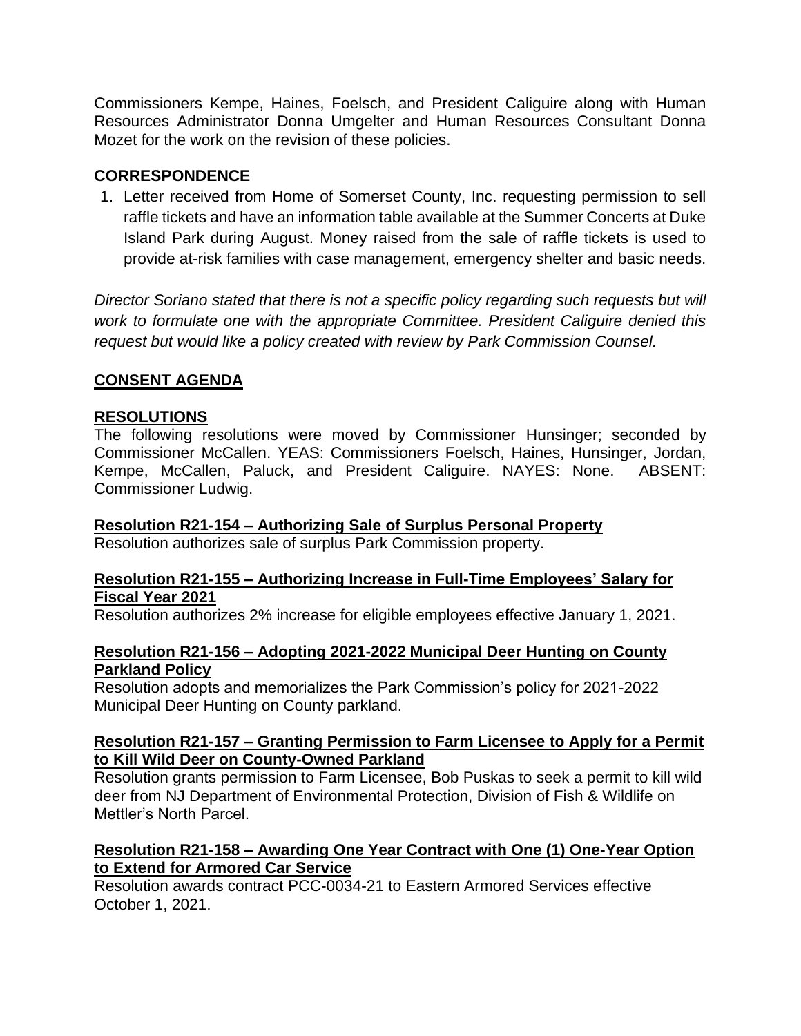Commissioners Kempe, Haines, Foelsch, and President Caliguire along with Human Resources Administrator Donna Umgelter and Human Resources Consultant Donna Mozet for the work on the revision of these policies.

## CORRESPONDENCE

1. Letter received from Home of Somerset County, Inc. requesting permission to sell raffle tickets and have an information table available at the Summer Concerts at Duke Island Park during August. Money raised from the sale of raffle tickets is used to provide at-risk families with case management, emergency shelter and basic needs.

*Director Soriano stated that there is not a specific policy regarding such requests but will work to formulate one with the appropriate Committee. President Caliguire denied this request but would like a policy created with review by Park Commission Counsel.*

## CONSENT AGENDA

## RESOLUTIONS

The following resolutions were moved by Commissioner Hunsinger; seconded by Commissioner McCallen. YEAS: Commissioners Foelsch, Haines, Hunsinger, Jordan, Kempe, McCallen, Paluck, and President Caliguire. NAYES: None. ABSENT: Commissioner Ludwig.

**Resolution R21-154 – Authorizing Sale of Surplus Personal Property**

Resolution authorizes sale of surplus Park Commission property.

**Resolution R21-155 – Authorizing Increase in Full-Time Employees' Salary for Fiscal Year 2021**

Resolution authorizes 2% increase for eligible employees effective January 1, 2021.

**Resolution R21-156 – Adopting 2021-2022 Municipal Deer Hunting on County Parkland Policy**

Resolution adopts and memorializes the Park Commission's policy for 2021-2022 Municipal Deer Hunting on County parkland.

**Resolution R21-157 – Granting Permission to Farm Licensee to Apply for a Permit to Kill Wild Deer on County-Owned Parkland**

Resolution grants permission to Farm Licensee, Bob Puskas to seek a permit to kill wild deer from NJ Department of Environmental Protection, Division of Fish & Wildlife on Mettler's North Parcel.

**Resolution R21-158 – Awarding One Year Contract with One (1) One-Year Option to Extend for Armored Car Service**

Resolution awards contract PCC-0034-21 to Eastern Armored Services effective October 1, 2021.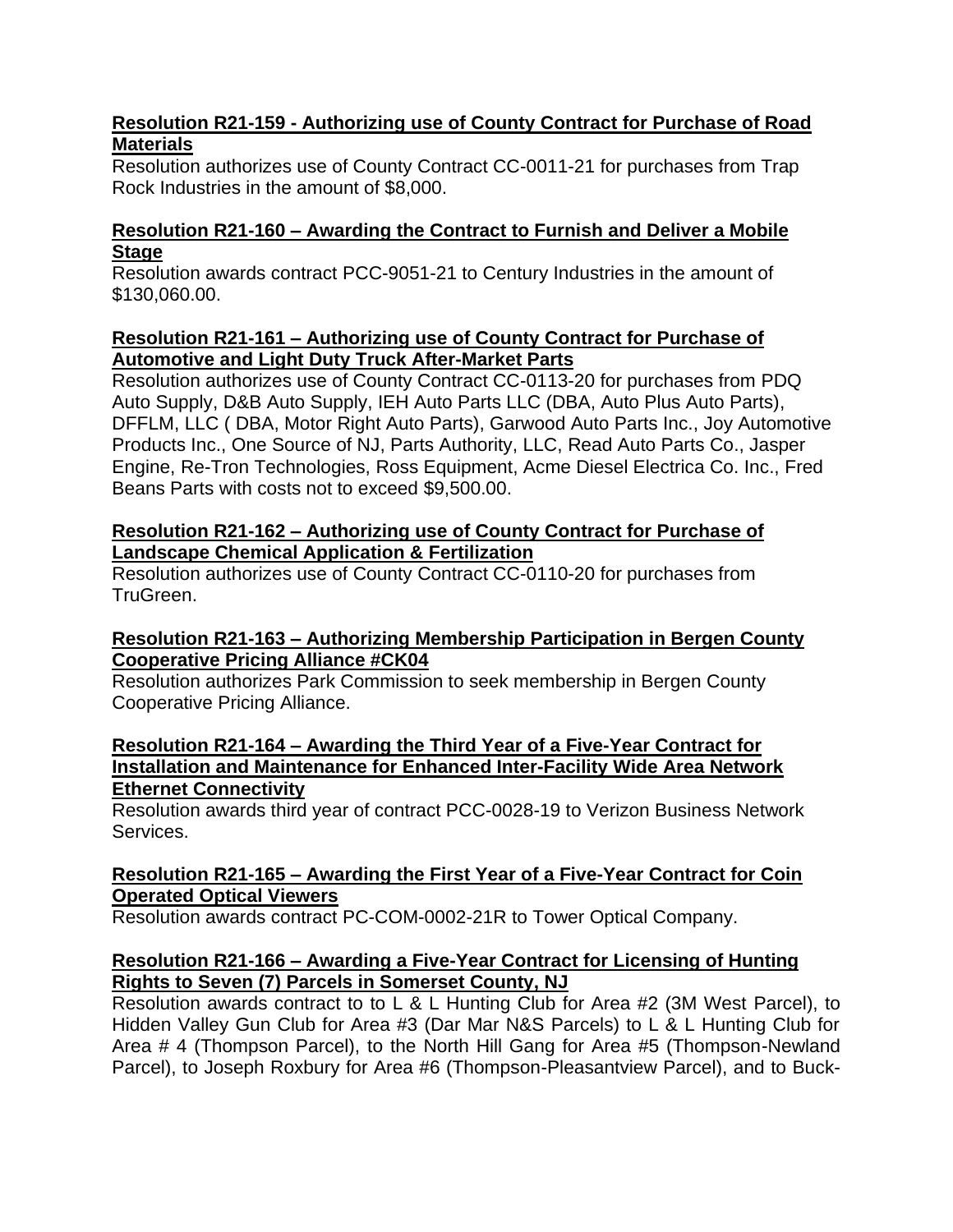**Resolution R21-159 - Authorizing use of County Contract for Purchase of Road Materials**

Resolution authorizes use of County Contract CC-0011-21 for purchases from Trap Rock Industries in the amount of $8,000.

**Resolution R21-160 – Awarding the Contract to Furnish and Deliver a Mobile Stage**

Resolution awards contract PCC-9051-21 to Century Industries in the amount of $130,060.00.

**Resolution R21-161 – Authorizing use of County Contract for Purchase of Automotive and Light Duty Truck After-Market Parts**

Resolution authorizes use of County Contract CC-0113-20 for purchases from PDQ Auto Supply, D&B Auto Supply, IEH Auto Parts LLC (DBA, Auto Plus Auto Parts), DFFLM, LLC ( DBA, Motor Right Auto Parts), Garwood Auto Parts Inc., Joy Automotive Products Inc., One Source of NJ, Parts Authority, LLC, Read Auto Parts Co., Jasper Engine, Re-Tron Technologies, Ross Equipment, Acme Diesel Electrica Co. Inc., Fred Beans Parts with costs not to exceed $9,500.00.

**Resolution R21-162 – Authorizing use of County Contract for Purchase of Landscape Chemical Application & Fertilization**

Resolution authorizes use of County Contract CC-0110-20 for purchases from TruGreen.

**Resolution R21-163 – Authorizing Membership Participation in Bergen County Cooperative Pricing Alliance #CK04**

Resolution authorizes Park Commission to seek membership in Bergen County Cooperative Pricing Alliance.

**Resolution R21-164 – Awarding the Third Year of a Five-Year Contract for Installation and Maintenance for Enhanced Inter-Facility Wide Area Network Ethernet Connectivity**

Resolution awards third year of contract PCC-0028-19 to Verizon Business Network Services.

**Resolution R21-165 – Awarding the First Year of a Five-Year Contract for Coin Operated Optical Viewers**

Resolution awards contract PC-COM-0002-21R to Tower Optical Company.

**Resolution R21-166 – Awarding a Five-Year Contract for Licensing of Hunting Rights to Seven (7) Parcels in Somerset County, NJ**

Resolution awards contract to to L & L Hunting Club for Area #2 (3M West Parcel), to Hidden Valley Gun Club for Area #3 (Dar Mar N&S Parcels) to L & L Hunting Club for Area # 4 (Thompson Parcel), to the North Hill Gang for Area #5 (Thompson-Newland Parcel), to Joseph Roxbury for Area #6 (Thompson-Pleasantview Parcel), and to Buck-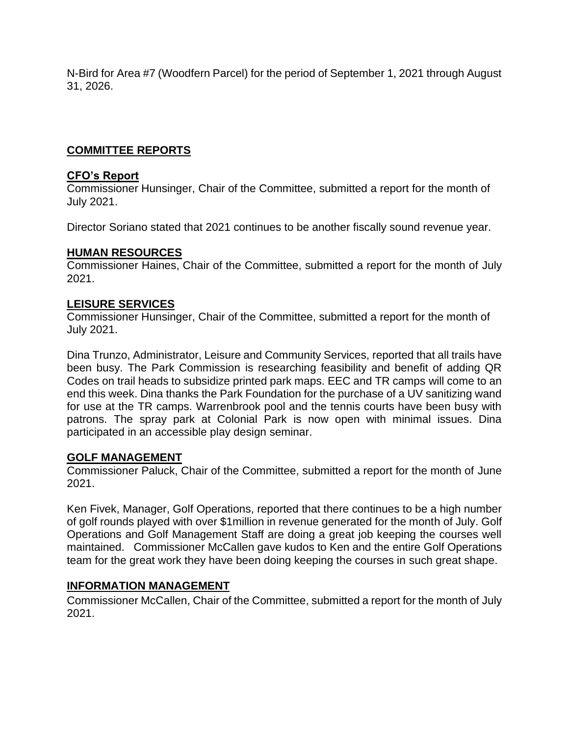N-Bird for Area #7 (Woodfern Parcel) for the period of September 1, 2021 through August 31, 2026.

## COMMITTEE REPORTS

### CFO's Report

Commissioner Hunsinger, Chair of the Committee, submitted a report for the month of July 2021.

Director Soriano stated that 2021 continues to be another fiscally sound revenue year.

### HUMAN RESOURCES

Commissioner Haines, Chair of the Committee, submitted a report for the month of July 2021.

### LEISURE SERVICES

Commissioner Hunsinger, Chair of the Committee, submitted a report for the month of July 2021.

Dina Trunzo, Administrator, Leisure and Community Services, reported that all trails have been busy. The Park Commission is researching feasibility and benefit of adding QR Codes on trail heads to subsidize printed park maps. EEC and TR camps will come to an end this week. Dina thanks the Park Foundation for the purchase of a UV sanitizing wand for use at the TR camps. Warrenbrook pool and the tennis courts have been busy with patrons. The spray park at Colonial Park is now open with minimal issues. Dina participated in an accessible play design seminar.

### GOLF MANAGEMENT

Commissioner Paluck, Chair of the Committee, submitted a report for the month of June 2021.

Ken Fivek, Manager, Golf Operations, reported that there continues to be a high number of golf rounds played with over $1million in revenue generated for the month of July. Golf Operations and Golf Management Staff are doing a great job keeping the courses well maintained. Commissioner McCallen gave kudos to Ken and the entire Golf Operations team for the great work they have been doing keeping the courses in such great shape.

### INFORMATION MANAGEMENT

Commissioner McCallen, Chair of the Committee, submitted a report for the month of July 2021.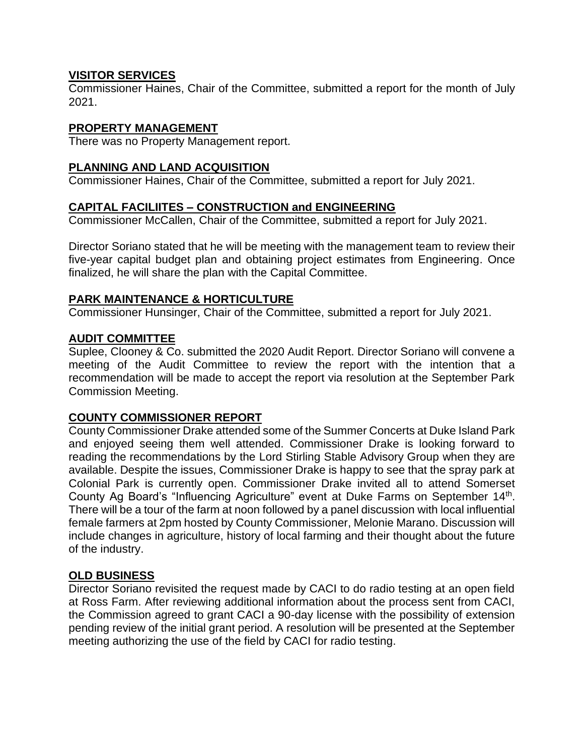## VISITOR SERVICES

Commissioner Haines, Chair of the Committee, submitted a report for the month of July 2021.

## PROPERTY MANAGEMENT

There was no Property Management report.

## PLANNING AND LAND ACQUISITION

Commissioner Haines, Chair of the Committee, submitted a report for July 2021.

## CAPITAL FACILIITES – CONSTRUCTION and ENGINEERING

Commissioner McCallen, Chair of the Committee, submitted a report for July 2021.

Director Soriano stated that he will be meeting with the management team to review their five-year capital budget plan and obtaining project estimates from Engineering. Once finalized, he will share the plan with the Capital Committee.

## PARK MAINTENANCE & HORTICULTURE

Commissioner Hunsinger, Chair of the Committee, submitted a report for July 2021.

## AUDIT COMMITTEE

Suplee, Clooney & Co. submitted the 2020 Audit Report. Director Soriano will convene a meeting of the Audit Committee to review the report with the intention that a recommendation will be made to accept the report via resolution at the September Park Commission Meeting.

## COUNTY COMMISSIONER REPORT

County Commissioner Drake attended some of the Summer Concerts at Duke Island Park and enjoyed seeing them well attended. Commissioner Drake is looking forward to reading the recommendations by the Lord Stirling Stable Advisory Group when they are available. Despite the issues, Commissioner Drake is happy to see that the spray park at Colonial Park is currently open. Commissioner Drake invited all to attend Somerset County Ag Board's "Influencing Agriculture" event at Duke Farms on September 14th. There will be a tour of the farm at noon followed by a panel discussion with local influential female farmers at 2pm hosted by County Commissioner, Melonie Marano. Discussion will include changes in agriculture, history of local farming and their thought about the future of the industry.

## OLD BUSINESS

Director Soriano revisited the request made by CACI to do radio testing at an open field at Ross Farm. After reviewing additional information about the process sent from CACI, the Commission agreed to grant CACI a 90-day license with the possibility of extension pending review of the initial grant period. A resolution will be presented at the September meeting authorizing the use of the field by CACI for radio testing.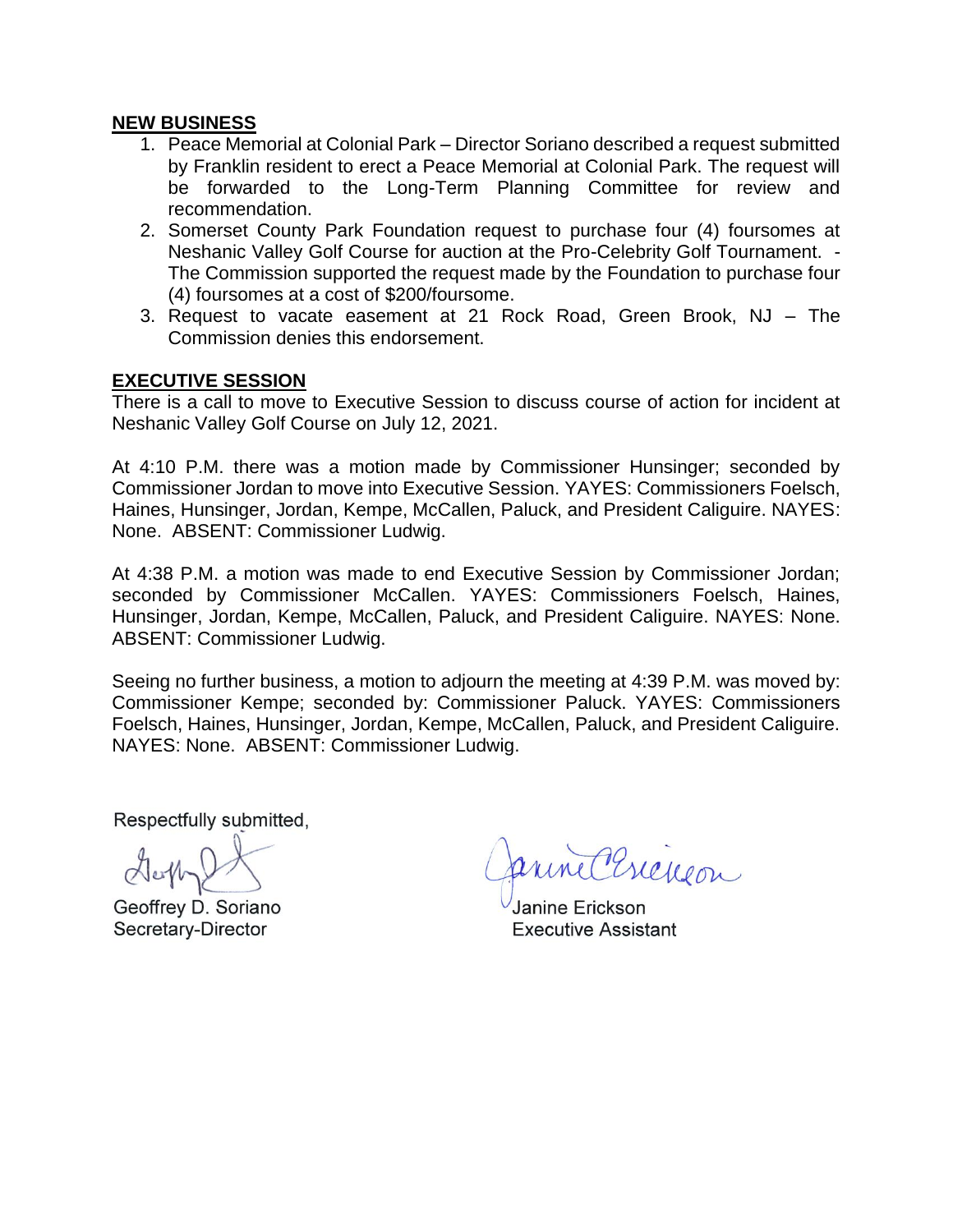## NEW BUSINESS

1. Peace Memorial at Colonial Park – Director Soriano described a request submitted by Franklin resident to erect a Peace Memorial at Colonial Park. The request will be forwarded to the Long-Term Planning Committee for review and recommendation.
2. Somerset County Park Foundation request to purchase four (4) foursomes at Neshanic Valley Golf Course for auction at the Pro-Celebrity Golf Tournament. - The Commission supported the request made by the Foundation to purchase four (4) foursomes at a cost of $200/foursome.
3. Request to vacate easement at 21 Rock Road, Green Brook, NJ – The Commission denies this endorsement.

## EXECUTIVE SESSION

There is a call to move to Executive Session to discuss course of action for incident at Neshanic Valley Golf Course on July 12, 2021.

At 4:10 P.M. there was a motion made by Commissioner Hunsinger; seconded by Commissioner Jordan to move into Executive Session. YAYES: Commissioners Foelsch, Haines, Hunsinger, Jordan, Kempe, McCallen, Paluck, and President Caliguire. NAYES: None. ABSENT: Commissioner Ludwig.

At 4:38 P.M. a motion was made to end Executive Session by Commissioner Jordan; seconded by Commissioner McCallen. YAYES: Commissioners Foelsch, Haines, Hunsinger, Jordan, Kempe, McCallen, Paluck, and President Caliguire. NAYES: None. ABSENT: Commissioner Ludwig.

Seeing no further business, a motion to adjourn the meeting at 4:39 P.M. was moved by: Commissioner Kempe; seconded by: Commissioner Paluck. YAYES: Commissioners Foelsch, Haines, Hunsinger, Jordan, Kempe, McCallen, Paluck, and President Caliguire. NAYES: None. ABSENT: Commissioner Ludwig.

Respectfully submitted,

Geoffrey D. Soriano
Secretary-Director

Janine Erickson
Executive Assistant